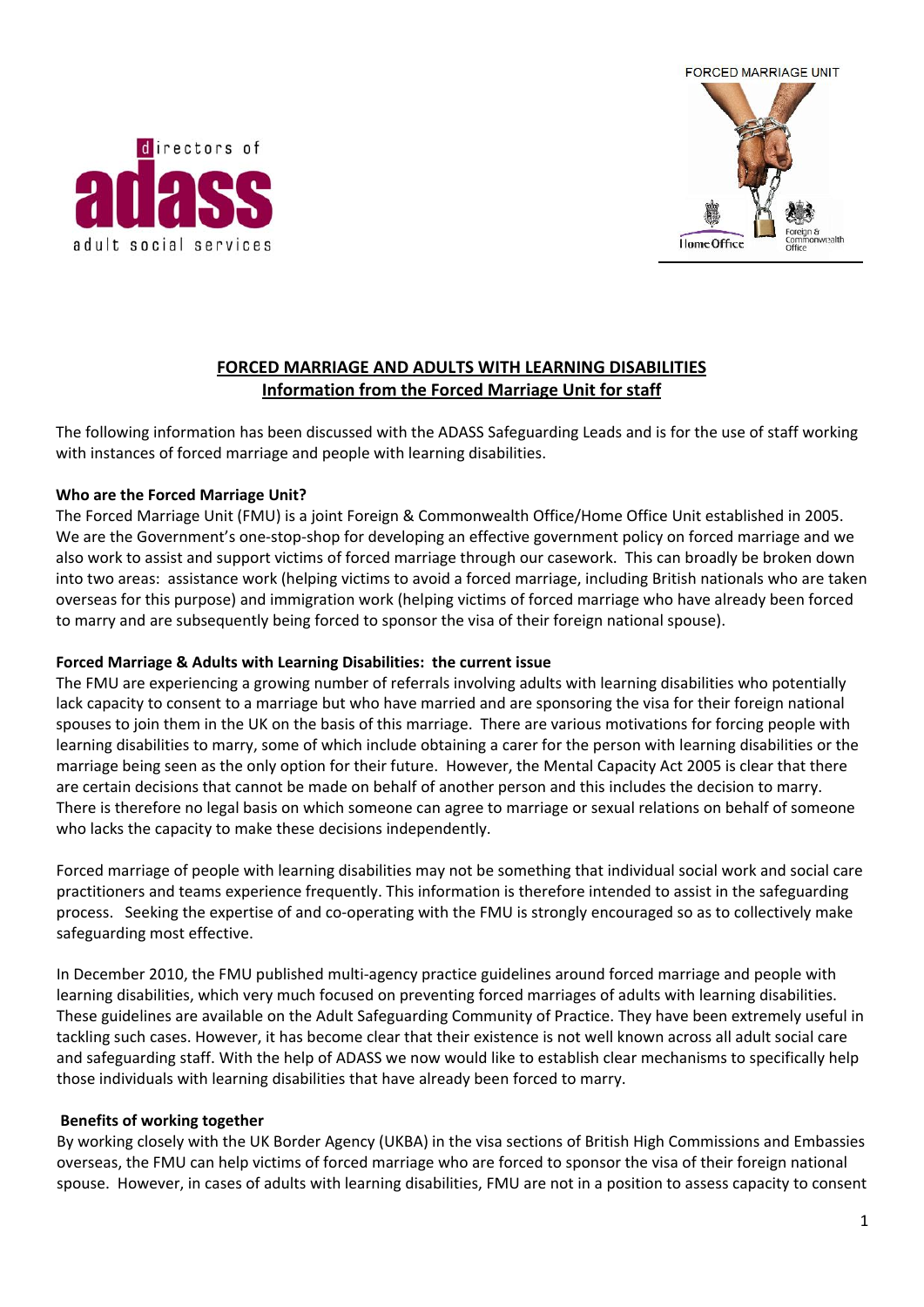# FORCED MARRIAGE AND ADULTS WITH LEARNING DISABILITIES

## Information from the Forced Marriage Unit for staff

The following information has been discussed with the ADASS Safeguarding Leads and is for the use of staff working with instances of forced marriage and people with learning disabilities.

### Who are the Forced Marriage Unit?

The Forced Marriage Unit (FMU) is a joint Foreign & Commonwealth Office/Home Office Unit established in 2005. We are the Government's one-stop-shop for developing an effective government policy on forced marriage and we also work to assist and support victims of forced marriage through our casework. This can broadly be broken down into two areas: assistance work (helping victims to avoid a forced marriage, including British nationals who are taken overseas for this purpose) and immigration work (helping victims of forced marriage who have already been forced to marry and are subsequently being forced to sponsor the visa of their foreign national spouse).

### Forced Marriage & Adults with Learning Disabilities: the current issue

The FMU are experiencing a growing number of referrals involving adults with learning disabilities who potentially lack capacity to consent to a marriage but who have married and are sponsoring the visa for their foreign national spouses to join them in the UK on the basis of this marriage. There are various motivations for forcing people with learning disabilities to marry, some of which include obtaining a carer for the person with learning disabilities or the marriage being seen as the only option for their future. However, the Mental Capacity Act 2005 is clear that there are certain decisions that cannot be made on behalf of another person and this includes the decision to marry. There is therefore no legal basis on which someone can agree to marriage or sexual relations on behalf of someone who lacks the capacity to make these decisions independently.

Forced marriage of people with learning disabilities may not be something that individual social work and social care practitioners and teams experience frequently. This information is therefore intended to assist in the safeguarding process. Seeking the expertise of and co-operating with the FMU is strongly encouraged so as to collectively make safeguarding most effective.

In December 2010, the FMU published multi-agency practice guidelines around forced marriage and people with learning disabilities, which very much focused on preventing forced marriages of adults with learning disabilities. These guidelines are available on the Adult Safeguarding Community of Practice. They have been extremely useful in tackling such cases. However, it has become clear that their existence is not well known across all adult social care and safeguarding staff. With the help of ADASS we now would like to establish clear mechanisms to specifically help those individuals with learning disabilities that have already been forced to marry.

### Benefits of working together

By working closely with the UK Border Agency (UKBA) in the visa sections of British High Commissions and Embassies overseas, the FMU can help victims of forced marriage who are forced to sponsor the visa of their foreign national spouse. However, in cases of adults with learning disabilities, FMU are not in a position to assess capacity to consent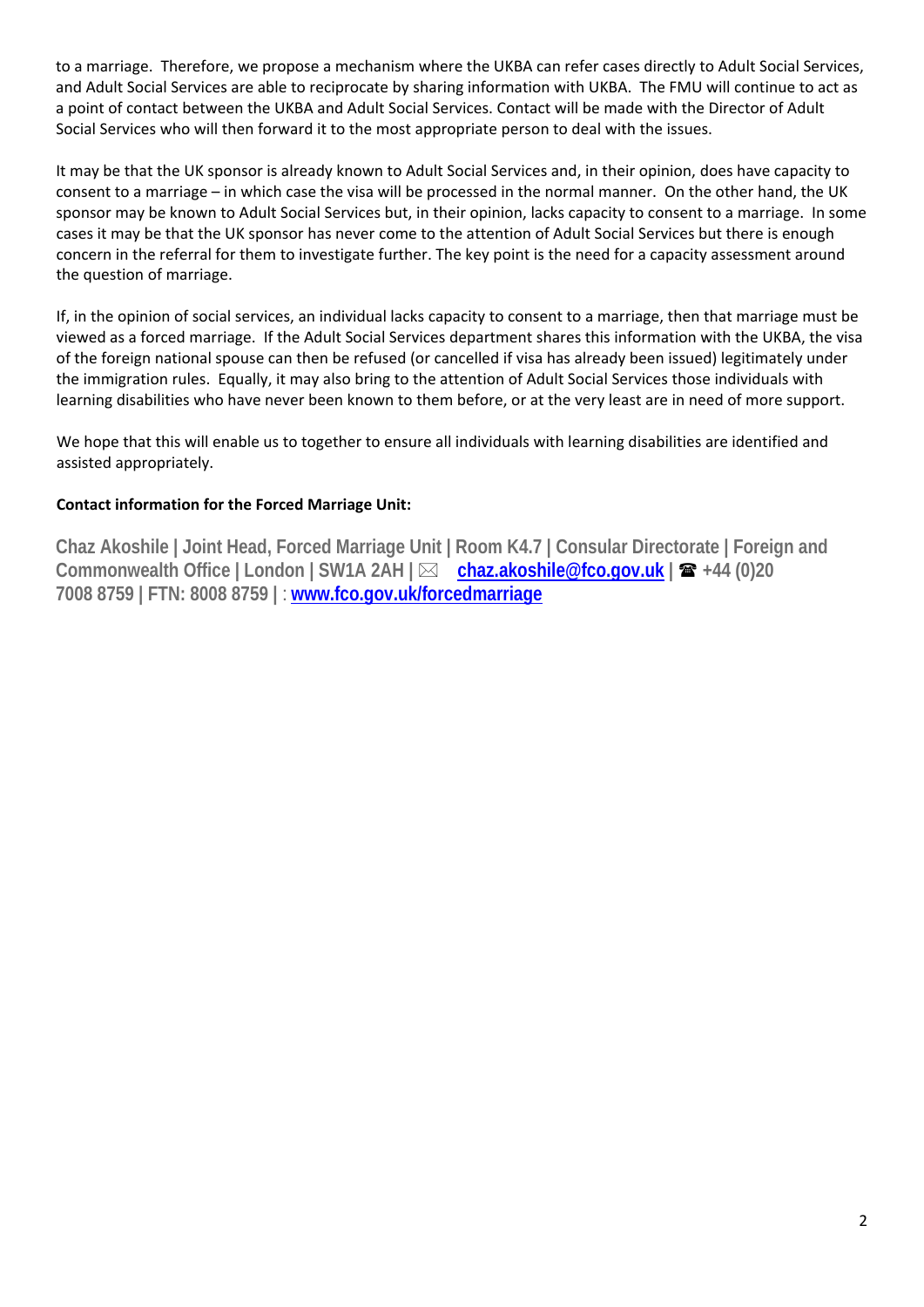to a marriage. Therefore, we propose a mechanism where the UKBA can refer cases directly to Adult Social Services, and Adult Social Services are able to reciprocate by sharing information with UKBA. The FMU will continue to act as a point of contact between the UKBA and Adult Social Services. Contact will be made with the Director of Adult Social Services who will then forward it to the most appropriate person to deal with the issues.

It may be that the UK sponsor is already known to Adult Social Services and, in their opinion, does have capacity to consent to a marriage – in which case the visa will be processed in the normal manner. On the other hand, the UK sponsor may be known to Adult Social Services but, in their opinion, lacks capacity to consent to a marriage. In some cases it may be that the UK sponsor has never come to the attention of Adult Social Services but there is enough concern in the referral for them to investigate further. The key point is the need for a capacity assessment around the question of marriage.

If, in the opinion of social services, an individual lacks capacity to consent to a marriage, then that marriage must be viewed as a forced marriage. If the Adult Social Services department shares this information with the UKBA, the visa of the foreign national spouse can then be refused (or cancelled if visa has already been issued) legitimately under the immigration rules. Equally, it may also bring to the attention of Adult Social Services those individuals with learning disabilities who have never been known to them before, or at the very least are in need of more support.

We hope that this will enable us to together to ensure all individuals with learning disabilities are identified and assisted appropriately.

**Contact information for the Forced Marriage Unit:**

**Chaz Akoshile | Joint Head, Forced Marriage Unit | Room K4.7 | Consular Directorate | Foreign and Commonwealth Office | London | SW1A 2AH | ✉ chaz.akoshile@fco.gov.uk | ☎ +44 (0)20 7008 8759 | FTN: 8008 8759 | : www.fco.gov.uk/forcedmarriage**